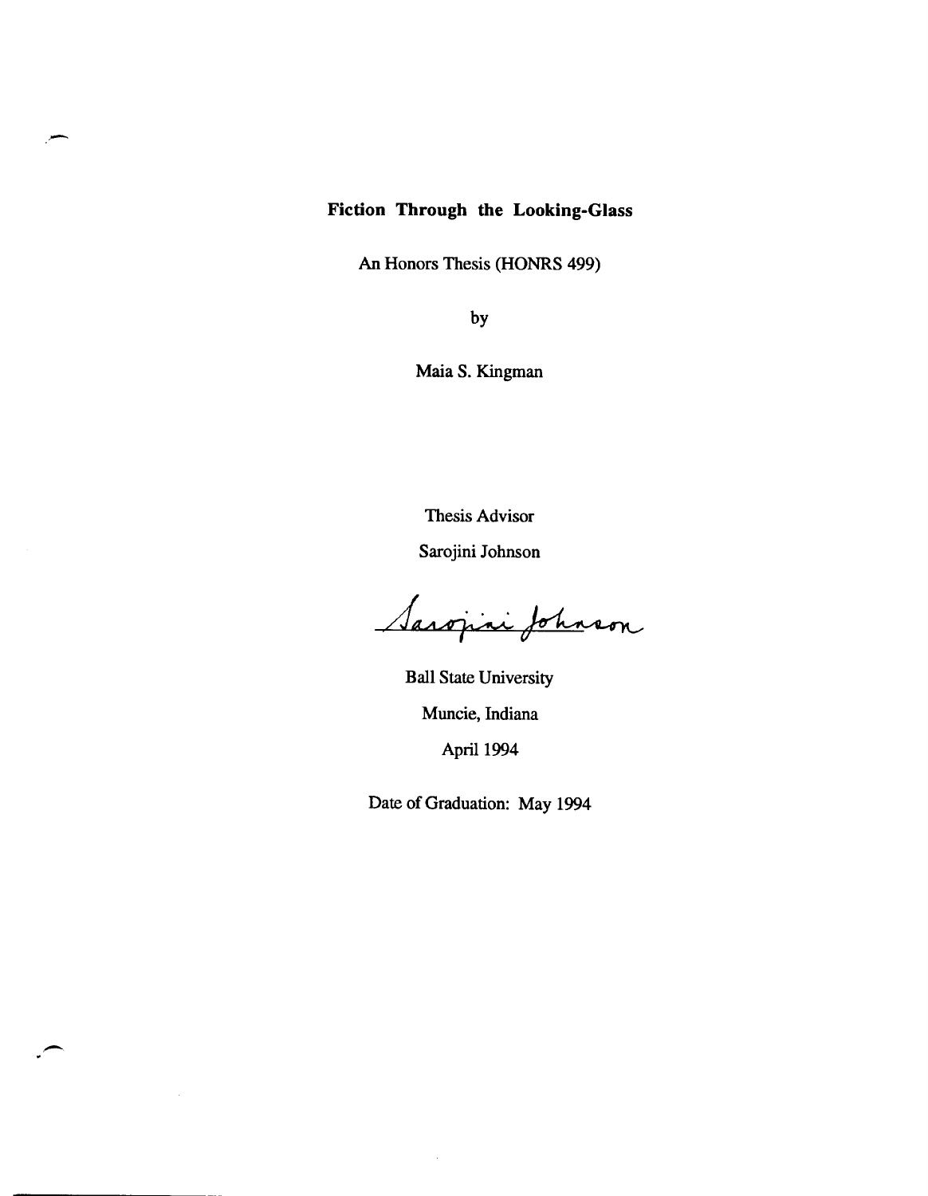# Fiction Through the Looking-Glass

An Honors Thesis (HONRS 499)

by

Maia S. Kingman

Thesis Advisor

Sarojini Johnson

Sarojini Johnson

Ball State University

Muncie, Indiana

April 1994

Date of Graduation: May 1994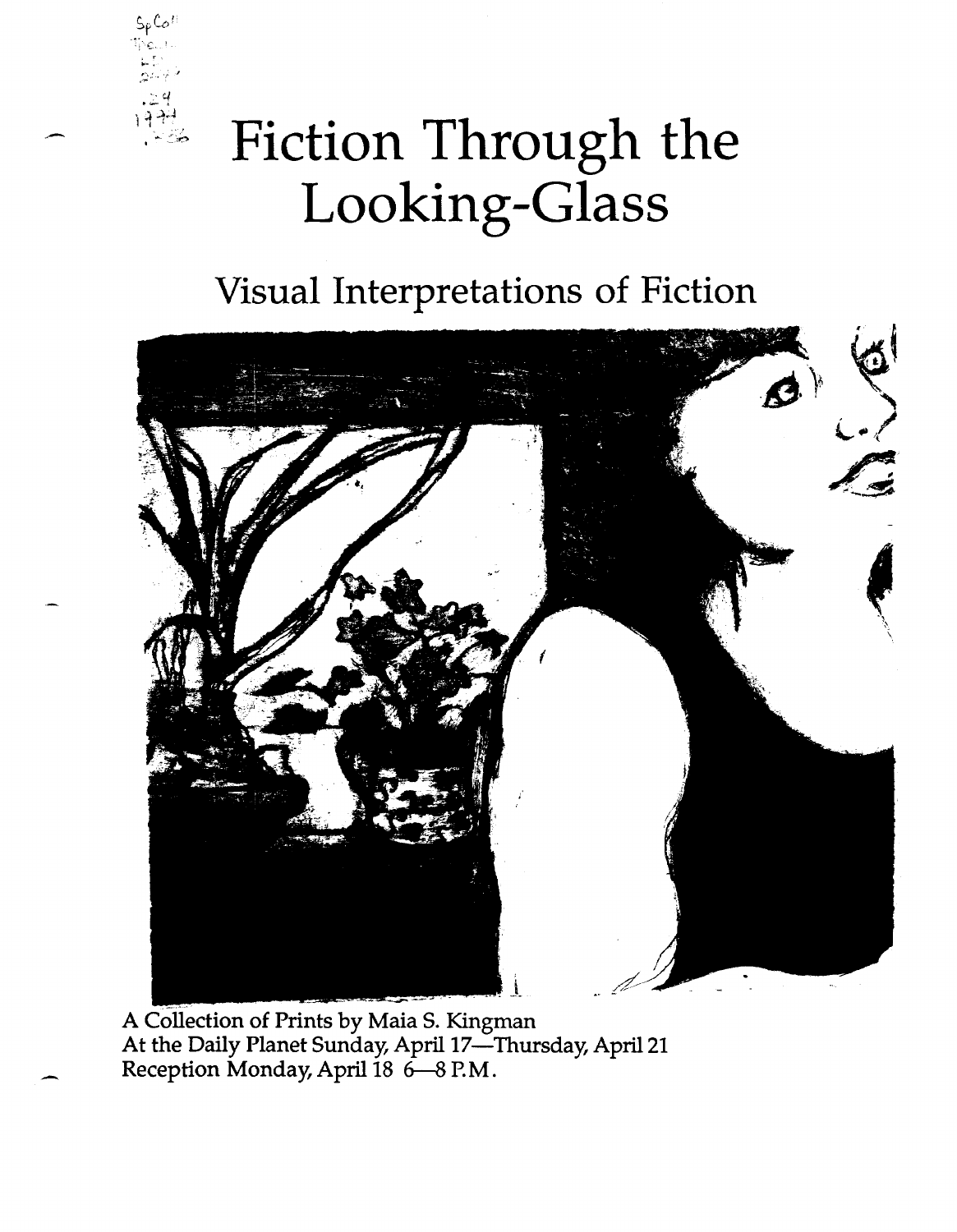# Fiction Through the Looking-Glass

## Visual Interpretations of Fiction

A Collection of Prints by Maia S. Kingman
At the Daily Planet Sunday, April 17—Thursday, April 21
Reception Monday, April 18 6—8 P.M.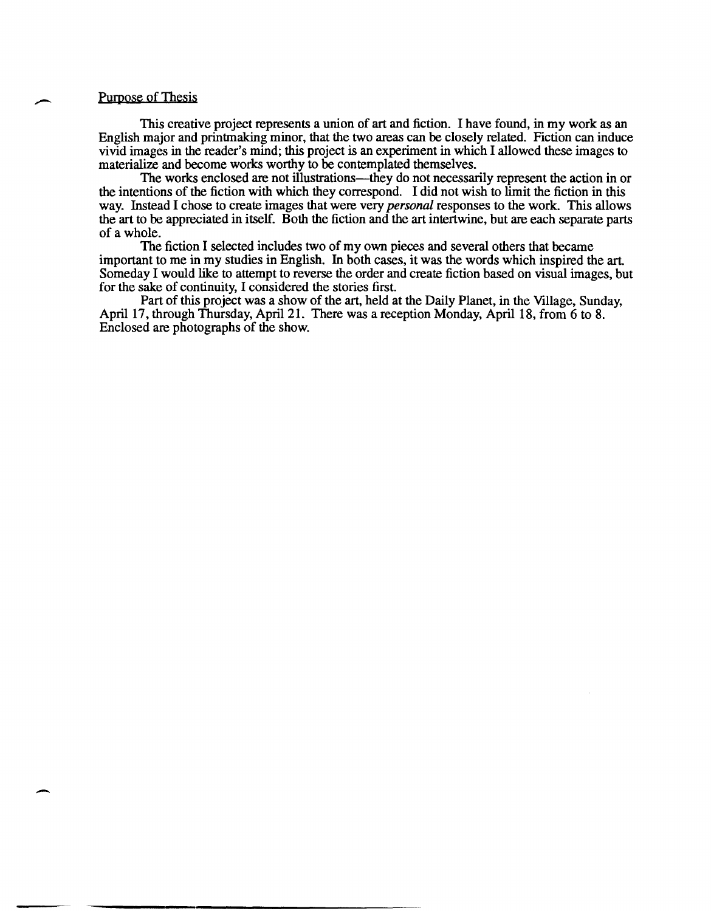## Purpose of Thesis

This creative project represents a union of art and fiction. I have found, in my work as an English major and printmaking minor, that the two areas can be closely related. Fiction can induce vivid images in the reader's mind; this project is an experiment in which I allowed these images to materialize and become works worthy to be contemplated themselves.

The works enclosed are not illustrations—they do not necessarily represent the action in or the intentions of the fiction with which they correspond. I did not wish to limit the fiction in this way. Instead I chose to create images that were very *personal* responses to the work. This allows the art to be appreciated in itself. Both the fiction and the art intertwine, but are each separate parts of a whole.

The fiction I selected includes two of my own pieces and several others that became important to me in my studies in English. In both cases, it was the words which inspired the art. Someday I would like to attempt to reverse the order and create fiction based on visual images, but for the sake of continuity, I considered the stories first.

Part of this project was a show of the art, held at the Daily Planet, in the Village, Sunday, April 17, through Thursday, April 21. There was a reception Monday, April 18, from 6 to 8. Enclosed are photographs of the show.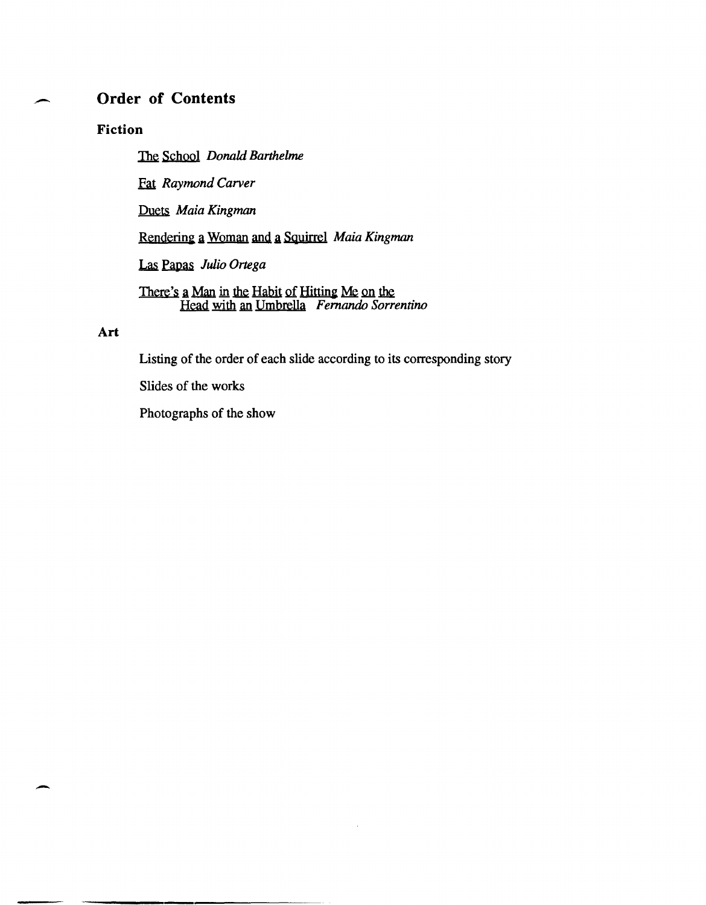## Order of Contents

### Fiction

<u>The School</u> *Donald Barthelme*

<u>Fat</u> *Raymond Carver*

<u>Duets</u> *Maia Kingman*

<u>Rendering a Woman and a Squirrel</u> *Maia Kingman*

<u>Las Papas</u> *Julio Ortega*

<u>There's a Man in the Habit of Hitting Me on the Head with an Umbrella</u> *Fernando Sorrentino*

### Art

Listing of the order of each slide according to its corresponding story

Slides of the works

Photographs of the show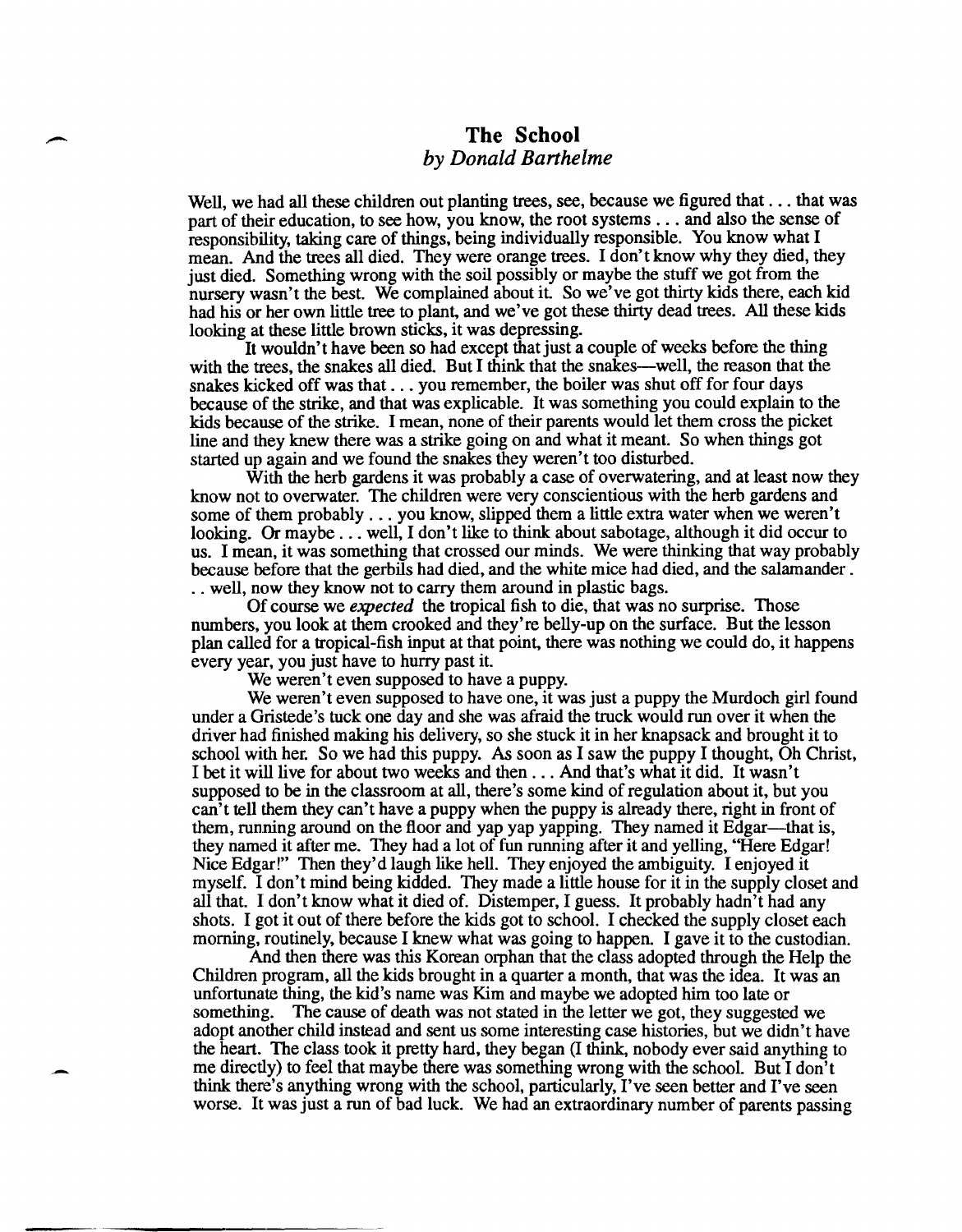## The School

*by Donald Barthelme*

Well, we had all these children out planting trees, see, because we figured that . . . that was part of their education, to see how, you know, the root systems . . . and also the sense of responsibility, taking care of things, being individually responsible. You know what I mean. And the trees all died. They were orange trees. I don't know why they died, they just died. Something wrong with the soil possibly or maybe the stuff we got from the nursery wasn't the best. We complained about it. So we've got thirty kids there, each kid had his or her own little tree to plant, and we've got these thirty dead trees. All these kids looking at these little brown sticks, it was depressing.

It wouldn't have been so bad except that just a couple of weeks before the thing with the trees, the snakes all died. But I think that the snakes—well, the reason that the snakes kicked off was that . . . you remember, the boiler was shut off for four days because of the strike, and that was explicable. It was something you could explain to the kids because of the strike. I mean, none of their parents would let them cross the picket line and they knew there was a strike going on and what it meant. So when things got started up again and we found the snakes they weren't too disturbed.

With the herb gardens it was probably a case of overwatering, and at least now they know not to overwater. The children were very conscientious with the herb gardens and some of them probably . . . you know, slipped them a little extra water when we weren't looking. Or maybe . . . well, I don't like to think about sabotage, although it did occur to us. I mean, it was something that crossed our minds. We were thinking that way probably because before that the gerbils had died, and the white mice had died, and the salamander . . . well, now they know not to carry them around in plastic bags.

Of course we *expected* the tropical fish to die, that was no surprise. Those numbers, you look at them crooked and they're belly-up on the surface. But the lesson plan called for a tropical-fish input at that point, there was nothing we could do, it happens every year, you just have to hurry past it.

We weren't even supposed to have a puppy.

We weren't even supposed to have one, it was just a puppy the Murdoch girl found under a Gristede's tuck one day and she was afraid the truck would run over it when the driver had finished making his delivery, so she stuck it in her knapsack and brought it to school with her. So we had this puppy. As soon as I saw the puppy I thought, Oh Christ, I bet it will live for about two weeks and then . . . And that's what it did. It wasn't supposed to be in the classroom at all, there's some kind of regulation about it, but you can't tell them they can't have a puppy when the puppy is already there, right in front of them, running around on the floor and yap yap yapping. They named it Edgar—that is, they named it after me. They had a lot of fun running after it and yelling, "Here Edgar! Nice Edgar!" Then they'd laugh like hell. They enjoyed the ambiguity. I enjoyed it myself. I don't mind being kidded. They made a little house for it in the supply closet and all that. I don't know what it died of. Distemper, I guess. It probably hadn't had any shots. I got it out of there before the kids got to school. I checked the supply closet each morning, routinely, because I knew what was going to happen. I gave it to the custodian.

And then there was this Korean orphan that the class adopted through the Help the Children program, all the kids brought in a quarter a month, that was the idea. It was an unfortunate thing, the kid's name was Kim and maybe we adopted him too late or something. The cause of death was not stated in the letter we got, they suggested we adopt another child instead and sent us some interesting case histories, but we didn't have the heart. The class took it pretty hard, they began (I think, nobody ever said anything to me directly) to feel that maybe there was something wrong with the school. But I don't think there's anything wrong with the school, particularly, I've seen better and I've seen worse. It was just a run of bad luck. We had an extraordinary number of parents passing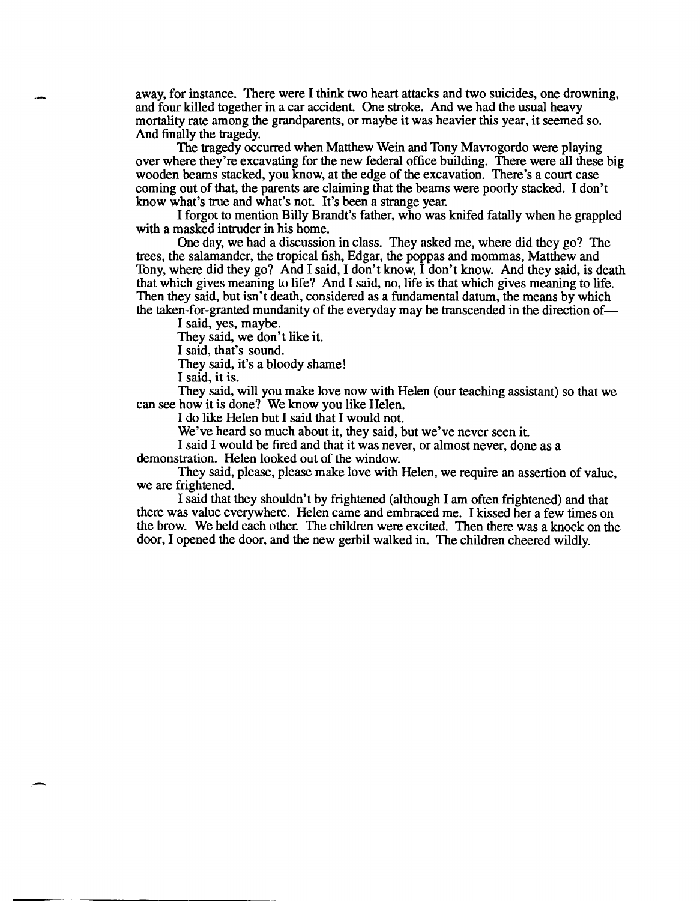away, for instance. There were I think two heart attacks and two suicides, one drowning, and four killed together in a car accident. One stroke. And we had the usual heavy mortality rate among the grandparents, or maybe it was heavier this year, it seemed so. And finally the tragedy.

The tragedy occurred when Matthew Wein and Tony Mavrogordo were playing over where they're excavating for the new federal office building. There were all these big wooden beams stacked, you know, at the edge of the excavation. There's a court case coming out of that, the parents are claiming that the beams were poorly stacked. I don't know what's true and what's not. It's been a strange year.

I forgot to mention Billy Brandt's father, who was knifed fatally when he grappled with a masked intruder in his home.

One day, we had a discussion in class. They asked me, where did they go? The trees, the salamander, the tropical fish, Edgar, the poppas and mommas, Matthew and Tony, where did they go? And I said, I don't know, I don't know. And they said, is death that which gives meaning to life? And I said, no, life is that which gives meaning to life. Then they said, but isn't death, considered as a fundamental datum, the means by which the taken-for-granted mundanity of the everyday may be transcended in the direction of—

I said, yes, maybe.

They said, we don't like it.

I said, that's sound.

They said, it's a bloody shame!

I said, it is.

They said, will you make love now with Helen (our teaching assistant) so that we can see how it is done? We know you like Helen.

I do like Helen but I said that I would not.

We've heard so much about it, they said, but we've never seen it.

I said I would be fired and that it was never, or almost never, done as a demonstration. Helen looked out of the window.

They said, please, please make love with Helen, we require an assertion of value, we are frightened.

I said that they shouldn't by frightened (although I am often frightened) and that there was value everywhere. Helen came and embraced me. I kissed her a few times on the brow. We held each other. The children were excited. Then there was a knock on the door, I opened the door, and the new gerbil walked in. The children cheered wildly.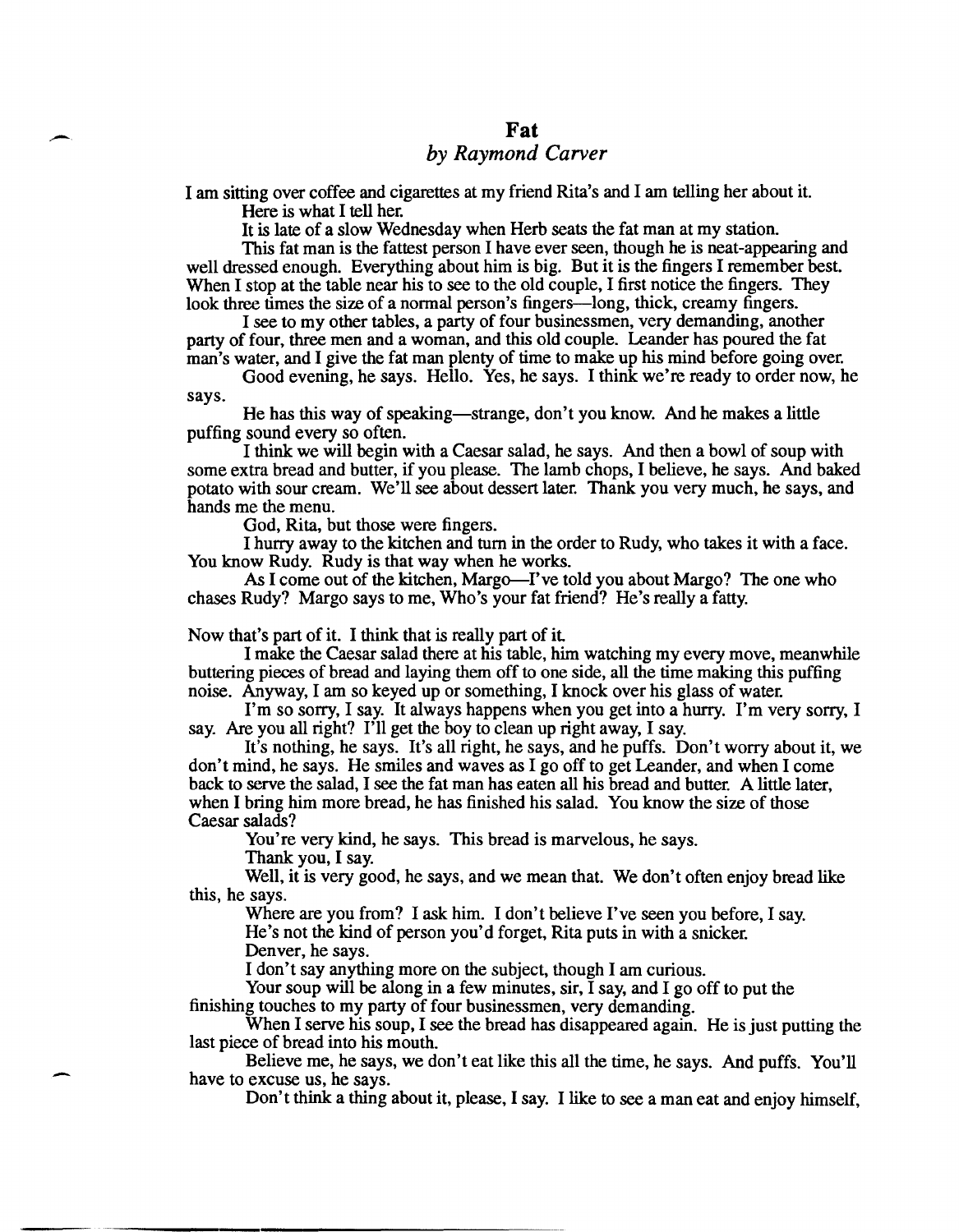# Fat

## *by Raymond Carver*

I am sitting over coffee and cigarettes at my friend Rita's and I am telling her about it.

Here is what I tell her.

It is late of a slow Wednesday when Herb seats the fat man at my station.

This fat man is the fattest person I have ever seen, though he is neat-appearing and well dressed enough. Everything about him is big. But it is the fingers I remember best. When I stop at the table near his to see to the old couple, I first notice the fingers. They look three times the size of a normal person's fingers—long, thick, creamy fingers.

I see to my other tables, a party of four businessmen, very demanding, another party of four, three men and a woman, and this old couple. Leander has poured the fat man's water, and I give the fat man plenty of time to make up his mind before going over.

Good evening, he says. Hello. Yes, he says. I think we're ready to order now, he says.

He has this way of speaking—strange, don't you know. And he makes a little puffing sound every so often.

I think we will begin with a Caesar salad, he says. And then a bowl of soup with some extra bread and butter, if you please. The lamb chops, I believe, he says. And baked potato with sour cream. We'll see about dessert later. Thank you very much, he says, and hands me the menu.

God, Rita, but those were fingers.

I hurry away to the kitchen and turn in the order to Rudy, who takes it with a face. You know Rudy. Rudy is that way when he works.

As I come out of the kitchen, Margo—I've told you about Margo? The one who chases Rudy? Margo says to me, Who's your fat friend? He's really a fatty.

Now that's part of it. I think that is really part of it.

I make the Caesar salad there at his table, him watching my every move, meanwhile buttering pieces of bread and laying them off to one side, all the time making this puffing noise. Anyway, I am so keyed up or something, I knock over his glass of water.

I'm so sorry, I say. It always happens when you get into a hurry. I'm very sorry, I say. Are you all right? I'll get the boy to clean up right away, I say.

It's nothing, he says. It's all right, he says, and he puffs. Don't worry about it, we don't mind, he says. He smiles and waves as I go off to get Leander, and when I come back to serve the salad, I see the fat man has eaten all his bread and butter. A little later, when I bring him more bread, he has finished his salad. You know the size of those Caesar salads?

You're very kind, he says. This bread is marvelous, he says.

Thank you, I say.

Well, it is very good, he says, and we mean that. We don't often enjoy bread like this, he says.

Where are you from? I ask him. I don't believe I've seen you before, I say.

He's not the kind of person you'd forget, Rita puts in with a snicker.

Denver, he says.

I don't say anything more on the subject, though I am curious.

Your soup will be along in a few minutes, sir, I say, and I go off to put the finishing touches to my party of four businessmen, very demanding.

When I serve his soup, I see the bread has disappeared again. He is just putting the last piece of bread into his mouth.

Believe me, he says, we don't eat like this all the time, he says. And puffs. You'll have to excuse us, he says.

Don't think a thing about it, please, I say. I like to see a man eat and enjoy himself,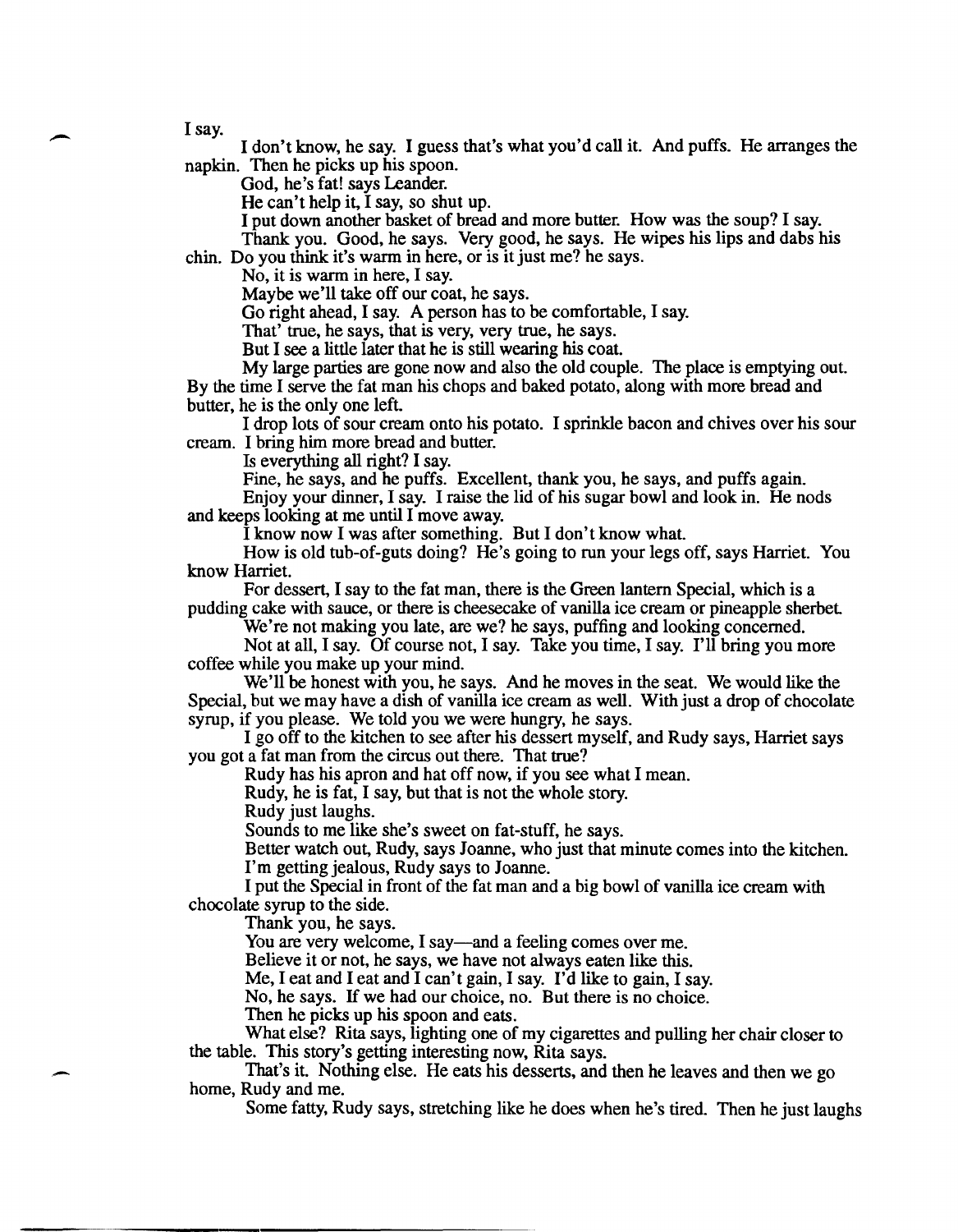I say.

I don't know, he say. I guess that's what you'd call it. And puffs. He arranges the napkin. Then he picks up his spoon.

God, he's fat! says Leander.

He can't help it, I say, so shut up.

I put down another basket of bread and more butter. How was the soup? I say.

Thank you. Good, he says. Very good, he says. He wipes his lips and dabs his chin. Do you think it's warm in here, or is it just me? he says.

No, it is warm in here, I say.

Maybe we'll take off our coat, he says.

Go right ahead, I say. A person has to be comfortable, I say.

That' true, he says, that is very, very true, he says.

But I see a little later that he is still wearing his coat.

My large parties are gone now and also the old couple. The place is emptying out. By the time I serve the fat man his chops and baked potato, along with more bread and butter, he is the only one left.

I drop lots of sour cream onto his potato. I sprinkle bacon and chives over his sour cream. I bring him more bread and butter.

Is everything all right? I say.

Fine, he says, and he puffs. Excellent, thank you, he says, and puffs again.

Enjoy your dinner, I say. I raise the lid of his sugar bowl and look in. He nods and keeps looking at me until I move away.

I know now I was after something. But I don't know what.

How is old tub-of-guts doing? He's going to run your legs off, says Harriet. You know Harriet.

For dessert, I say to the fat man, there is the Green lantern Special, which is a pudding cake with sauce, or there is cheesecake of vanilla ice cream or pineapple sherbet.

We're not making you late, are we? he says, puffing and looking concerned.

Not at all, I say. Of course not, I say. Take you time, I say. I'll bring you more coffee while you make up your mind.

We'll be honest with you, he says. And he moves in the seat. We would like the Special, but we may have a dish of vanilla ice cream as well. With just a drop of chocolate syrup, if you please. We told you we were hungry, he says.

I go off to the kitchen to see after his dessert myself, and Rudy says, Harriet says you got a fat man from the circus out there. That true?

Rudy has his apron and hat off now, if you see what I mean.

Rudy, he is fat, I say, but that is not the whole story.

Rudy just laughs.

Sounds to me like she's sweet on fat-stuff, he says.

Better watch out, Rudy, says Joanne, who just that minute comes into the kitchen.

I'm getting jealous, Rudy says to Joanne.

I put the Special in front of the fat man and a big bowl of vanilla ice cream with chocolate syrup to the side.

Thank you, he says.

You are very welcome, I say—and a feeling comes over me.

Believe it or not, he says, we have not always eaten like this.

Me, I eat and I eat and I can't gain, I say. I'd like to gain, I say.

No, he says. If we had our choice, no. But there is no choice.

Then he picks up his spoon and eats.

What else? Rita says, lighting one of my cigarettes and pulling her chair closer to the table. This story's getting interesting now, Rita says.

That's it. Nothing else. He eats his desserts, and then he leaves and then we go home, Rudy and me.

Some fatty, Rudy says, stretching like he does when he's tired. Then he just laughs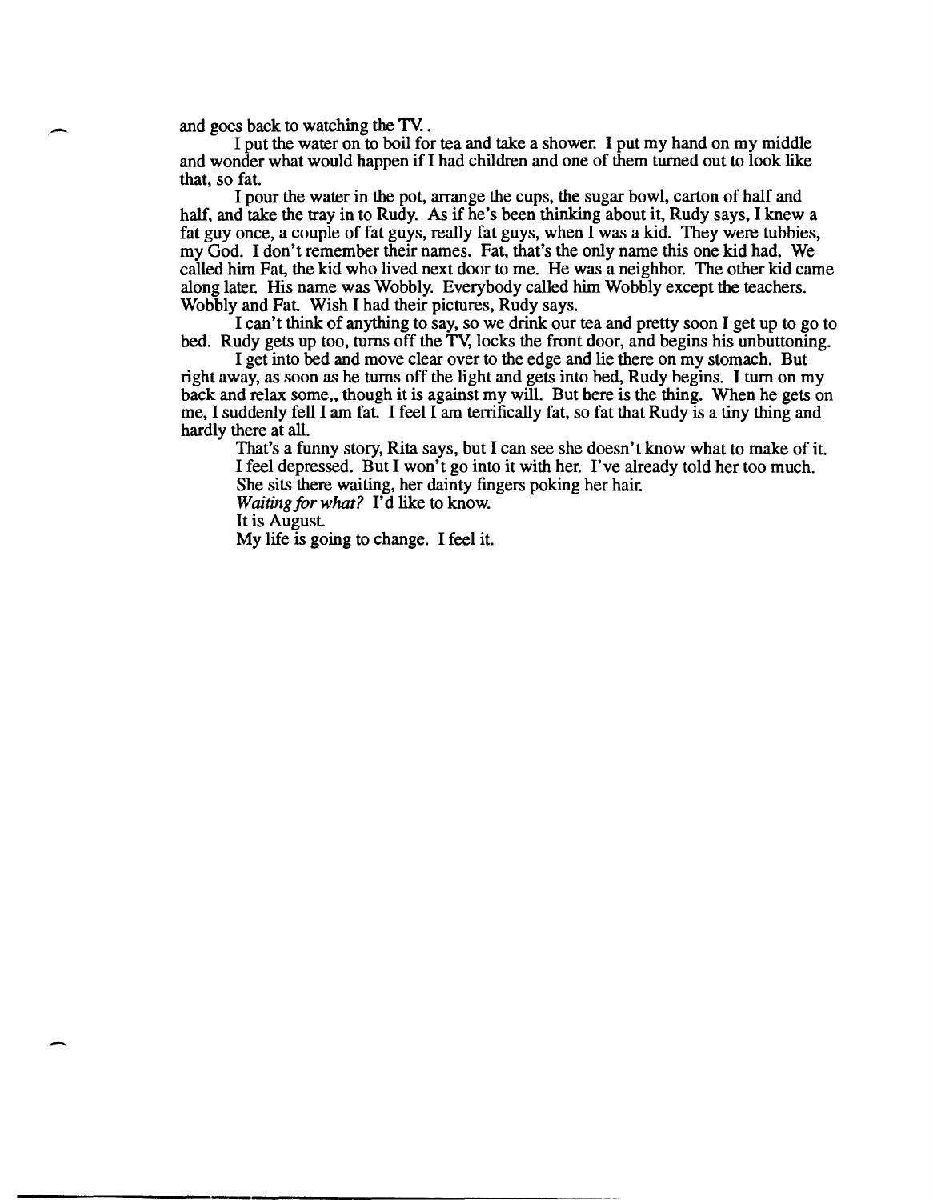and goes back to watching the TV. .

I put the water on to boil for tea and take a shower. I put my hand on my middle and wonder what would happen if I had children and one of them turned out to look like that, so fat.

I pour the water in the pot, arrange the cups, the sugar bowl, carton of half and half, and take the tray in to Rudy. As if he's been thinking about it, Rudy says, I knew a fat guy once, a couple of fat guys, really fat guys, when I was a kid. They were tubbies, my God. I don't remember their names. Fat, that's the only name this one kid had. We called him Fat, the kid who lived next door to me. He was a neighbor. The other kid came along later. His name was Wobbly. Everybody called him Wobbly except the teachers. Wobbly and Fat. Wish I had their pictures, Rudy says.

I can't think of anything to say, so we drink our tea and pretty soon I get up to go to bed. Rudy gets up too, turns off the TV, locks the front door, and begins his unbuttoning.

I get into bed and move clear over to the edge and lie there on my stomach. But right away, as soon as he turns off the light and gets into bed, Rudy begins. I turn on my back and relax some,, though it is against my will. But here is the thing. When he gets on me, I suddenly fell I am fat. I feel I am terrifically fat, so fat that Rudy is a tiny thing and hardly there at all.

That's a funny story, Rita says, but I can see she doesn't know what to make of it.

I feel depressed. But I won't go into it with her. I've already told her too much.

She sits there waiting, her dainty fingers poking her hair.

*Waiting for what?* I'd like to know.

It is August.

My life is going to change. I feel it.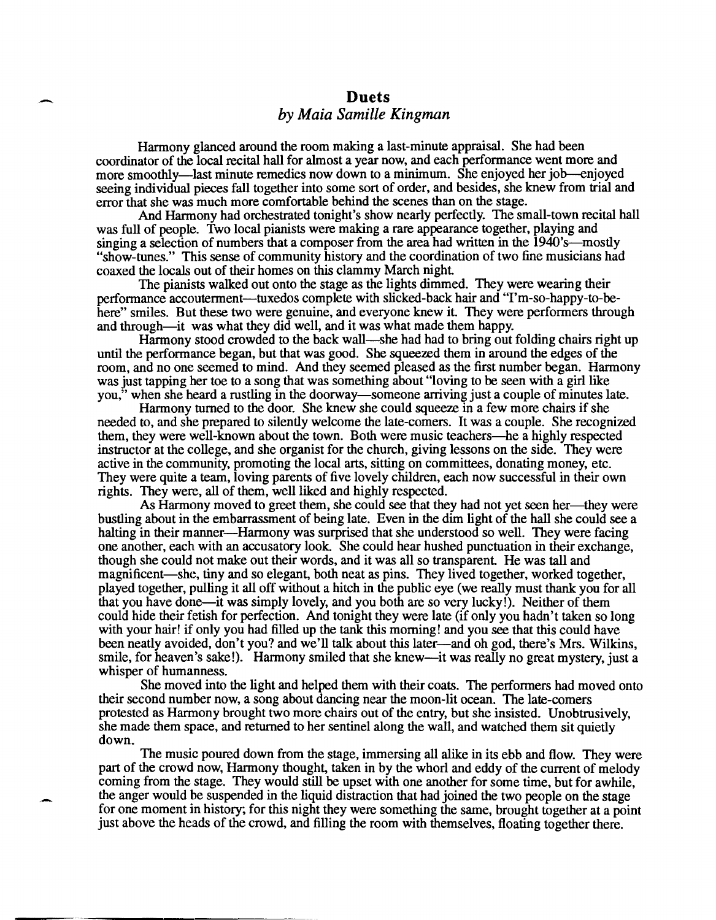## Duets

*by Maia Samille Kingman*

Harmony glanced around the room making a last-minute appraisal. She had been coordinator of the local recital hall for almost a year now, and each performance went more and more smoothly—last minute remedies now down to a minimum. She enjoyed her job—enjoyed seeing individual pieces fall together into some sort of order, and besides, she knew from trial and error that she was much more comfortable behind the scenes than on the stage.

And Harmony had orchestrated tonight's show nearly perfectly. The small-town recital hall was full of people. Two local pianists were making a rare appearance together, playing and singing a selection of numbers that a composer from the area had written in the 1940's—mostly "show-tunes." This sense of community history and the coordination of two fine musicians had coaxed the locals out of their homes on this clammy March night.

The pianists walked out onto the stage as the lights dimmed. They were wearing their performance accouterment—tuxedos complete with slicked-back hair and "I'm-so-happy-to-be-here" smiles. But these two were genuine, and everyone knew it. They were performers through and through—it was what they did well, and it was what made them happy.

Harmony stood crowded to the back wall—she had had to bring out folding chairs right up until the performance began, but that was good. She squeezed them in around the edges of the room, and no one seemed to mind. And they seemed pleased as the first number began. Harmony was just tapping her toe to a song that was something about "loving to be seen with a girl like you," when she heard a rustling in the doorway—someone arriving just a couple of minutes late.

Harmony turned to the door. She knew she could squeeze in a few more chairs if she needed to, and she prepared to silently welcome the late-comers. It was a couple. She recognized them, they were well-known about the town. Both were music teachers—he a highly respected instructor at the college, and she organist for the church, giving lessons on the side. They were active in the community, promoting the local arts, sitting on committees, donating money, etc. They were quite a team, loving parents of five lovely children, each now successful in their own rights. They were, all of them, well liked and highly respected.

As Harmony moved to greet them, she could see that they had not yet seen her—they were bustling about in the embarrassment of being late. Even in the dim light of the hall she could see a halting in their manner—Harmony was surprised that she understood so well. They were facing one another, each with an accusatory look. She could hear hushed punctuation in their exchange, though she could not make out their words, and it was all so transparent. He was tall and magnificent—she, tiny and so elegant, both neat as pins. They lived together, worked together, played together, pulling it all off without a hitch in the public eye (we really must thank you for all that you have done—it was simply lovely, and you both are so very lucky!). Neither of them could hide their fetish for perfection. And tonight they were late (if only you hadn't taken so long with your hair! if only you had filled up the tank this morning! and you see that this could have been neatly avoided, don't you? and we'll talk about this later—and oh god, there's Mrs. Wilkins, smile, for heaven's sake!). Harmony smiled that she knew—it was really no great mystery, just a whisper of humanness.

She moved into the light and helped them with their coats. The performers had moved onto their second number now, a song about dancing near the moon-lit ocean. The late-comers protested as Harmony brought two more chairs out of the entry, but she insisted. Unobtrusively, she made them space, and returned to her sentinel along the wall, and watched them sit quietly down.

The music poured down from the stage, immersing all alike in its ebb and flow. They were part of the crowd now, Harmony thought, taken in by the whorl and eddy of the current of melody coming from the stage. They would still be upset with one another for some time, but for awhile, the anger would be suspended in the liquid distraction that had joined the two people on the stage for one moment in history; for this night they were something the same, brought together at a point just above the heads of the crowd, and filling the room with themselves, floating together there.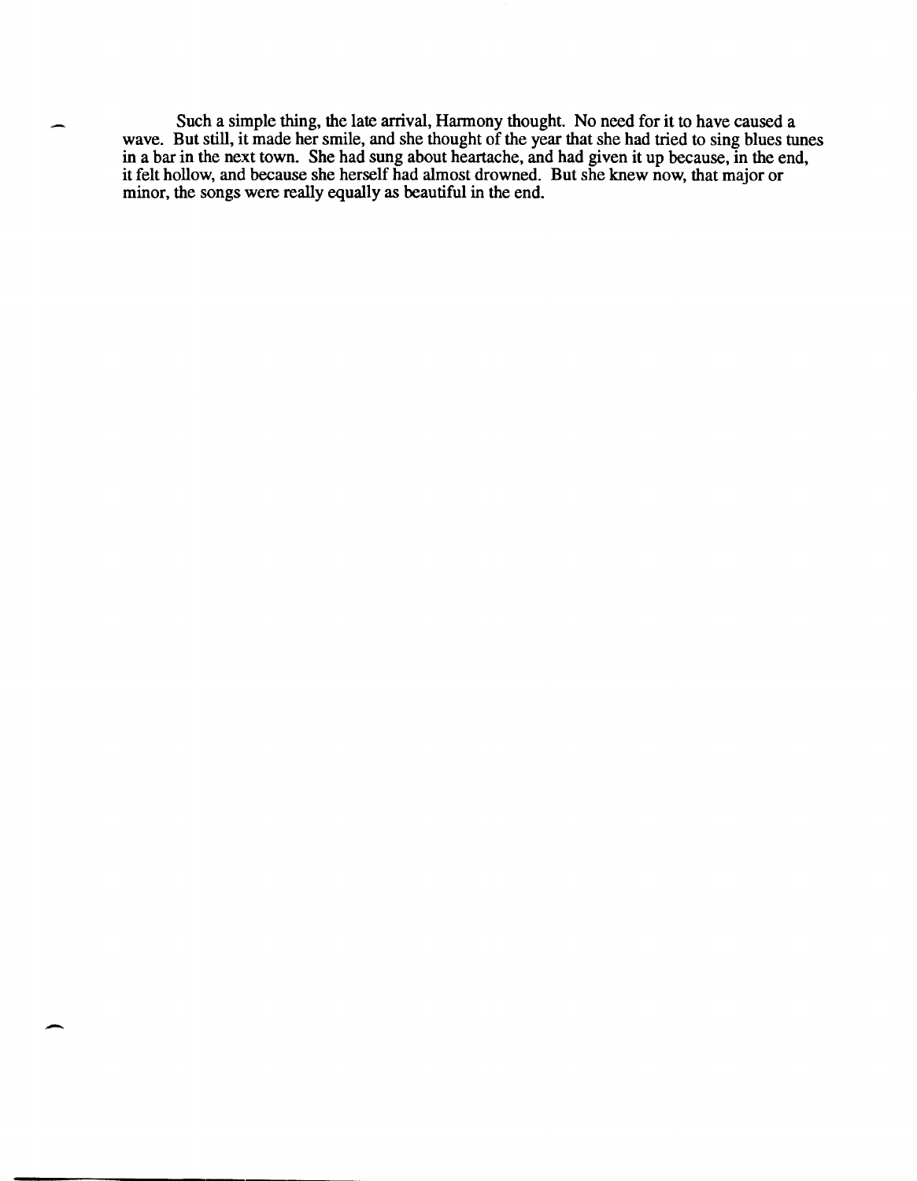Such a simple thing, the late arrival, Harmony thought. No need for it to have caused a wave. But still, it made her smile, and she thought of the year that she had tried to sing blues tunes in a bar in the next town. She had sung about heartache, and had given it up because, in the end, it felt hollow, and because she herself had almost drowned. But she knew now, that major or minor, the songs were really equally as beautiful in the end.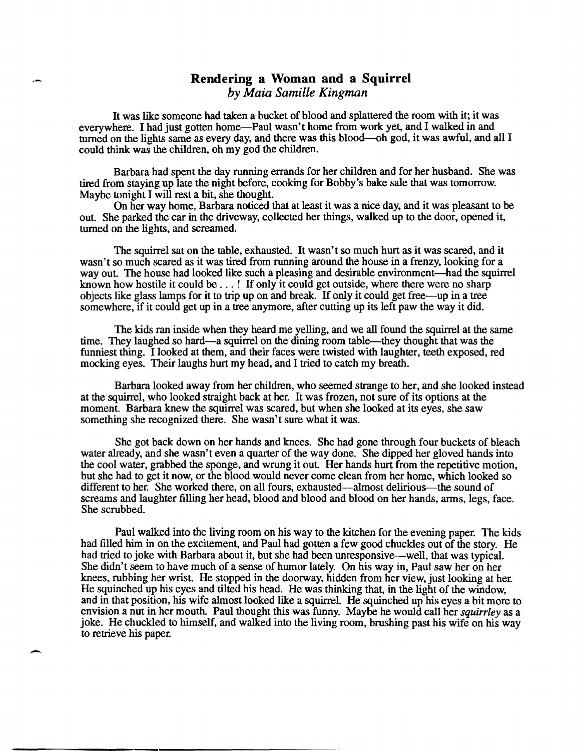## Rendering a Woman and a Squirrel

*by Maia Samille Kingman*

It was like someone had taken a bucket of blood and splattered the room with it; it was everywhere. I had just gotten home—Paul wasn't home from work yet, and I walked in and turned on the lights same as every day, and there was this blood—oh god, it was awful, and all I could think was the children, oh my god the children.

Barbara had spent the day running errands for her children and for her husband. She was tired from staying up late the night before, cooking for Bobby's bake sale that was tomorrow. Maybe tonight I will rest a bit, she thought.

On her way home, Barbara noticed that at least it was a nice day, and it was pleasant to be out. She parked the car in the driveway, collected her things, walked up to the door, opened it, turned on the lights, and screamed.

The squirrel sat on the table, exhausted. It wasn't so much hurt as it was scared, and it wasn't so much scared as it was tired from running around the house in a frenzy, looking for a way out. The house had looked like such a pleasing and desirable environment—had the squirrel known how hostile it could be . . . ! If only it could get outside, where there were no sharp objects like glass lamps for it to trip up on and break. If only it could get free—up in a tree somewhere, if it could get up in a tree anymore, after cutting up its left paw the way it did.

The kids ran inside when they heard me yelling, and we all found the squirrel at the same time. They laughed so hard—a squirrel on the dining room table—they thought that was the funniest thing. I looked at them, and their faces were twisted with laughter, teeth exposed, red mocking eyes. Their laughs hurt my head, and I tried to catch my breath.

Barbara looked away from her children, who seemed strange to her, and she looked instead at the squirrel, who looked straight back at her. It was frozen, not sure of its options at the moment. Barbara knew the squirrel was scared, but when she looked at its eyes, she saw something she recognized there. She wasn't sure what it was.

She got back down on her hands and knees. She had gone through four buckets of bleach water already, and she wasn't even a quarter of the way done. She dipped her gloved hands into the cool water, grabbed the sponge, and wrung it out. Her hands hurt from the repetitive motion, but she had to get it now, or the blood would never come clean from her home, which looked so different to her. She worked there, on all fours, exhausted—almost delirious—the sound of screams and laughter filling her head, blood and blood and blood on her hands, arms, legs, face. She scrubbed.

Paul walked into the living room on his way to the kitchen for the evening paper. The kids had filled him in on the excitement, and Paul had gotten a few good chuckles out of the story. He had tried to joke with Barbara about it, but she had been unresponsive—well, that was typical. She didn't seem to have much of a sense of humor lately. On his way in, Paul saw her on her knees, rubbing her wrist. He stopped in the doorway, hidden from her view, just looking at her. He squinched up his eyes and tilted his head. He was thinking that, in the light of the window, and in that position, his wife almost looked like a squirrel. He squinched up his eyes a bit more to envision a nut in her mouth. Paul thought this was funny. Maybe he would call her *squirrley* as a joke. He chuckled to himself, and walked into the living room, brushing past his wife on his way to retrieve his paper.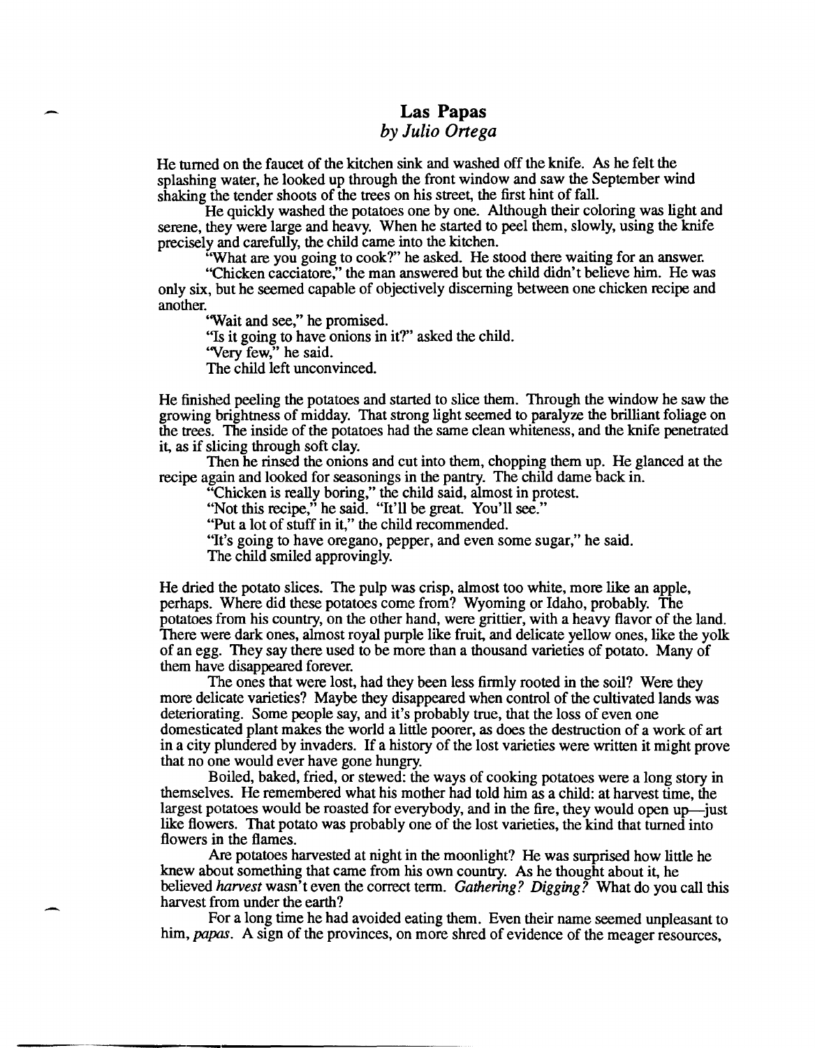# Las Papas

*by Julio Ortega*

He turned on the faucet of the kitchen sink and washed off the knife. As he felt the splashing water, he looked up through the front window and saw the September wind shaking the tender shoots of the trees on his street, the first hint of fall.

He quickly washed the potatoes one by one. Although their coloring was light and serene, they were large and heavy. When he started to peel them, slowly, using the knife precisely and carefully, the child came into the kitchen.

"What are you going to cook?" he asked. He stood there waiting for an answer.

"Chicken cacciatore," the man answered but the child didn't believe him. He was only six, but he seemed capable of objectively discerning between one chicken recipe and another.

"Wait and see," he promised.

"Is it going to have onions in it?" asked the child.

"Very few," he said.

The child left unconvinced.

He finished peeling the potatoes and started to slice them. Through the window he saw the growing brightness of midday. That strong light seemed to paralyze the brilliant foliage on the trees. The inside of the potatoes had the same clean whiteness, and the knife penetrated it, as if slicing through soft clay.

Then he rinsed the onions and cut into them, chopping them up. He glanced at the recipe again and looked for seasonings in the pantry. The child dame back in.

"Chicken is really boring," the child said, almost in protest.

"Not this recipe," he said. "It'll be great. You'll see."

"Put a lot of stuff in it," the child recommended.

"It's going to have oregano, pepper, and even some sugar," he said.

The child smiled approvingly.

He dried the potato slices. The pulp was crisp, almost too white, more like an apple, perhaps. Where did these potatoes come from? Wyoming or Idaho, probably. The potatoes from his country, on the other hand, were grittier, with a heavy flavor of the land. There were dark ones, almost royal purple like fruit, and delicate yellow ones, like the yolk of an egg. They say there used to be more than a thousand varieties of potato. Many of them have disappeared forever.

The ones that were lost, had they been less firmly rooted in the soil? Were they more delicate varieties? Maybe they disappeared when control of the cultivated lands was deteriorating. Some people say, and it's probably true, that the loss of even one domesticated plant makes the world a little poorer, as does the destruction of a work of art in a city plundered by invaders. If a history of the lost varieties were written it might prove that no one would ever have gone hungry.

Boiled, baked, fried, or stewed: the ways of cooking potatoes were a long story in themselves. He remembered what his mother had told him as a child: at harvest time, the largest potatoes would be roasted for everybody, and in the fire, they would open up—just like flowers. That potato was probably one of the lost varieties, the kind that turned into flowers in the flames.

Are potatoes harvested at night in the moonlight? He was surprised how little he knew about something that came from his own country. As he thought about it, he believed *harvest* wasn't even the correct term. *Gathering? Digging?* What do you call this harvest from under the earth?

For a long time he had avoided eating them. Even their name seemed unpleasant to him, *papas*. A sign of the provinces, on more shred of evidence of the meager resources,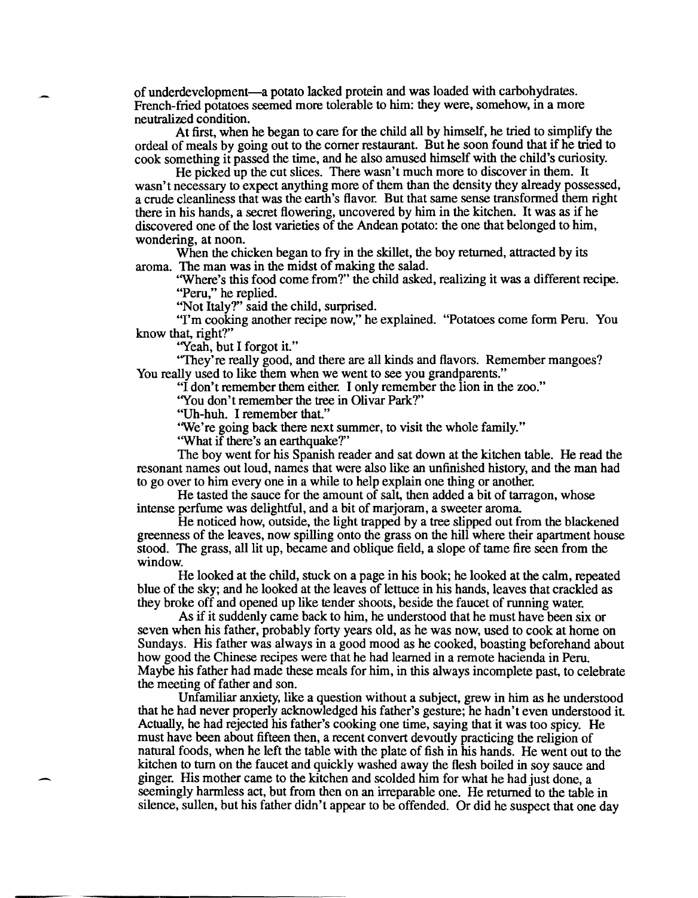of underdevelopment—a potato lacked protein and was loaded with carbohydrates. French-fried potatoes seemed more tolerable to him: they were, somehow, in a more neutralized condition.

At first, when he began to care for the child all by himself, he tried to simplify the ordeal of meals by going out to the corner restaurant. But he soon found that if he tried to cook something it passed the time, and he also amused himself with the child's curiosity.

He picked up the cut slices. There wasn't much more to discover in them. It wasn't necessary to expect anything more of them than the density they already possessed, a crude cleanliness that was the earth's flavor. But that same sense transformed them right there in his hands, a secret flowering, uncovered by him in the kitchen. It was as if he discovered one of the lost varieties of the Andean potato: the one that belonged to him, wondering, at noon.

When the chicken began to fry in the skillet, the boy returned, attracted by its aroma. The man was in the midst of making the salad.

"Where's this food come from?" the child asked, realizing it was a different recipe.

"Peru," he replied.

"Not Italy?" said the child, surprised.

"I'm cooking another recipe now," he explained. "Potatoes come form Peru. You know that, right?"

"Yeah, but I forgot it."

"They're really good, and there are all kinds and flavors. Remember mangoes? You really used to like them when we went to see you grandparents."

"I don't remember them either. I only remember the lion in the zoo."

"You don't remember the tree in Olivar Park?"

"Uh-huh. I remember that."

"We're going back there next summer, to visit the whole family."

"What if there's an earthquake?"

The boy went for his Spanish reader and sat down at the kitchen table. He read the resonant names out loud, names that were also like an unfinished history, and the man had to go over to him every one in a while to help explain one thing or another.

He tasted the sauce for the amount of salt, then added a bit of tarragon, whose intense perfume was delightful, and a bit of marjoram, a sweeter aroma.

He noticed how, outside, the light trapped by a tree slipped out from the blackened greenness of the leaves, now spilling onto the grass on the hill where their apartment house stood. The grass, all lit up, became and oblique field, a slope of tame fire seen from the window.

He looked at the child, stuck on a page in his book; he looked at the calm, repeated blue of the sky; and he looked at the leaves of lettuce in his hands, leaves that crackled as they broke off and opened up like tender shoots, beside the faucet of running water.

As if it suddenly came back to him, he understood that he must have been six or seven when his father, probably forty years old, as he was now, used to cook at home on Sundays. His father was always in a good mood as he cooked, boasting beforehand about how good the Chinese recipes were that he had learned in a remote hacienda in Peru. Maybe his father had made these meals for him, in this always incomplete past, to celebrate the meeting of father and son.

Unfamiliar anxiety, like a question without a subject, grew in him as he understood that he had never properly acknowledged his father's gesture; he hadn't even understood it. Actually, he had rejected his father's cooking one time, saying that it was too spicy. He must have been about fifteen then, a recent convert devoutly practicing the religion of natural foods, when he left the table with the plate of fish in his hands. He went out to the kitchen to turn on the faucet and quickly washed away the flesh boiled in soy sauce and ginger. His mother came to the kitchen and scolded him for what he had just done, a seemingly harmless act, but from then on an irreparable one. He returned to the table in silence, sullen, but his father didn't appear to be offended. Or did he suspect that one day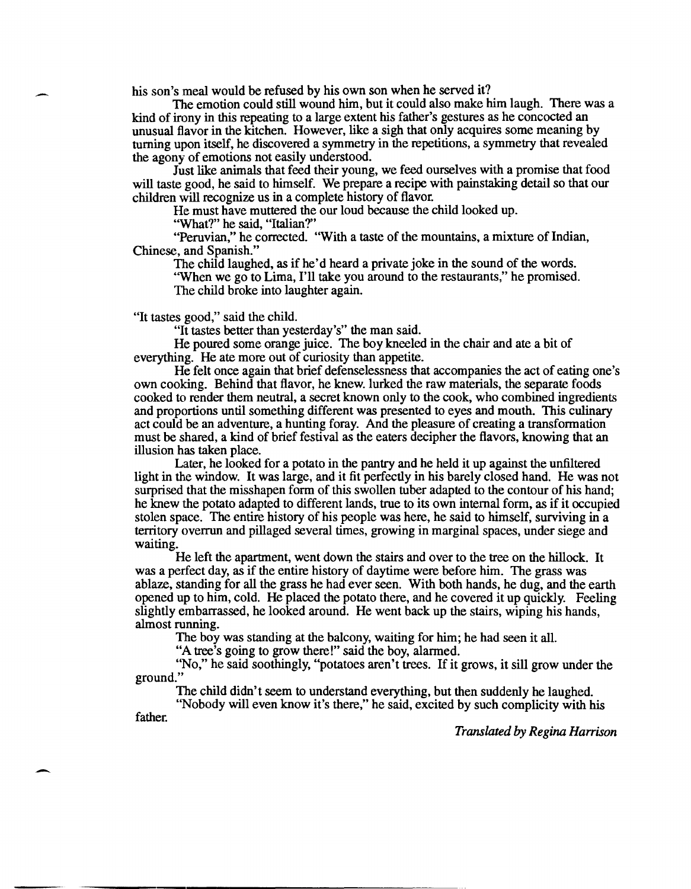his son's meal would be refused by his own son when he served it?

The emotion could still wound him, but it could also make him laugh. There was a kind of irony in this repeating to a large extent his father's gestures as he concocted an unusual flavor in the kitchen. However, like a sigh that only acquires some meaning by turning upon itself, he discovered a symmetry in the repetitions, a symmetry that revealed the agony of emotions not easily understood.

Just like animals that feed their young, we feed ourselves with a promise that food will taste good, he said to himself. We prepare a recipe with painstaking detail so that our children will recognize us in a complete history of flavor.

He must have muttered the our loud because the child looked up.

"What?" he said, "Italian?"

"Peruvian," he corrected. "With a taste of the mountains, a mixture of Indian, Chinese, and Spanish."

The child laughed, as if he'd heard a private joke in the sound of the words.

"When we go to Lima, I'll take you around to the restaurants," he promised.

The child broke into laughter again.

"It tastes good," said the child.

"It tastes better than yesterday's" the man said.

He poured some orange juice. The boy kneeled in the chair and ate a bit of everything. He ate more out of curiosity than appetite.

He felt once again that brief defenselessness that accompanies the act of eating one's own cooking. Behind that flavor, he knew. lurked the raw materials, the separate foods cooked to render them neutral, a secret known only to the cook, who combined ingredients and proportions until something different was presented to eyes and mouth. This culinary act could be an adventure, a hunting foray. And the pleasure of creating a transformation must be shared, a kind of brief festival as the eaters decipher the flavors, knowing that an illusion has taken place.

Later, he looked for a potato in the pantry and he held it up against the unfiltered light in the window. It was large, and it fit perfectly in his barely closed hand. He was not surprised that the misshapen form of this swollen tuber adapted to the contour of his hand; he knew the potato adapted to different lands, true to its own internal form, as if it occupied stolen space. The entire history of his people was here, he said to himself, surviving in a territory overrun and pillaged several times, growing in marginal spaces, under siege and waiting.

He left the apartment, went down the stairs and over to the tree on the hillock. It was a perfect day, as if the entire history of daytime were before him. The grass was ablaze, standing for all the grass he had ever seen. With both hands, he dug, and the earth opened up to him, cold. He placed the potato there, and he covered it up quickly. Feeling slightly embarrassed, he looked around. He went back up the stairs, wiping his hands, almost running.

The boy was standing at the balcony, waiting for him; he had seen it all.

"A tree's going to grow there!" said the boy, alarmed.

"No," he said soothingly, "potatoes aren't trees. If it grows, it sill grow under the ground."

The child didn't seem to understand everything, but then suddenly he laughed.

"Nobody will even know it's there," he said, excited by such complicity with his father.

*Translated by Regina Harrison*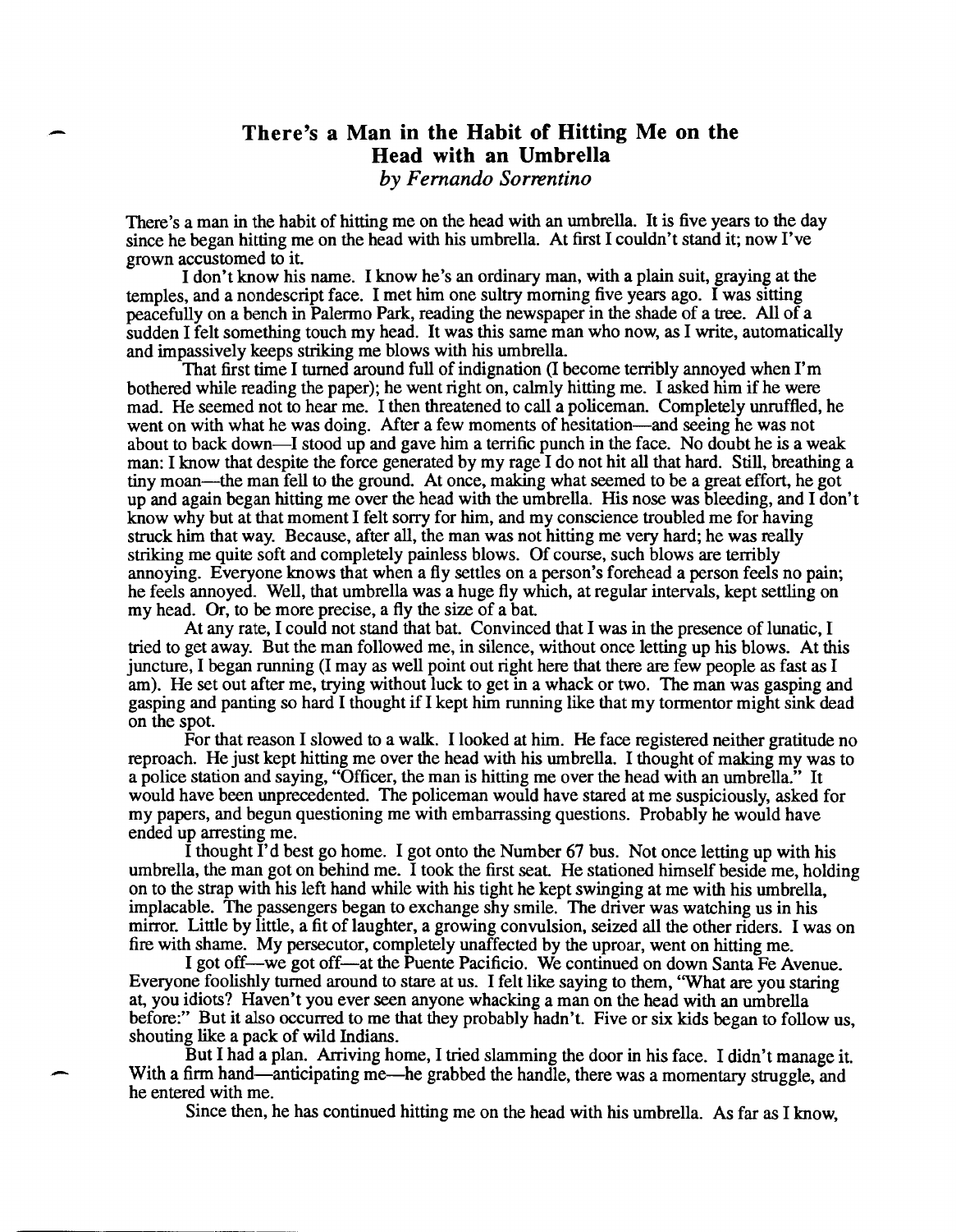# There's a Man in the Habit of Hitting Me on the Head with an Umbrella

*by Fernando Sorrentino*

There's a man in the habit of hitting me on the head with an umbrella. It is five years to the day since he began hitting me on the head with his umbrella. At first I couldn't stand it; now I've grown accustomed to it.

I don't know his name. I know he's an ordinary man, with a plain suit, graying at the temples, and a nondescript face. I met him one sultry morning five years ago. I was sitting peacefully on a bench in Palermo Park, reading the newspaper in the shade of a tree. All of a sudden I felt something touch my head. It was this same man who now, as I write, automatically and impassively keeps striking me blows with his umbrella.

That first time I turned around full of indignation (I become terribly annoyed when I'm bothered while reading the paper); he went right on, calmly hitting me. I asked him if he were mad. He seemed not to hear me. I then threatened to call a policeman. Completely unruffled, he went on with what he was doing. After a few moments of hesitation—and seeing he was not about to back down—I stood up and gave him a terrific punch in the face. No doubt he is a weak man: I know that despite the force generated by my rage I do not hit all that hard. Still, breathing a tiny moan—the man fell to the ground. At once, making what seemed to be a great effort, he got up and again began hitting me over the head with the umbrella. His nose was bleeding, and I don't know why but at that moment I felt sorry for him, and my conscience troubled me for having struck him that way. Because, after all, the man was not hitting me very hard; he was really striking me quite soft and completely painless blows. Of course, such blows are terribly annoying. Everyone knows that when a fly settles on a person's forehead a person feels no pain; he feels annoyed. Well, that umbrella was a huge fly which, at regular intervals, kept settling on my head. Or, to be more precise, a fly the size of a bat.

At any rate, I could not stand that bat. Convinced that I was in the presence of lunatic, I tried to get away. But the man followed me, in silence, without once letting up his blows. At this juncture, I began running (I may as well point out right here that there are few people as fast as I am). He set out after me, trying without luck to get in a whack or two. The man was gasping and gasping and panting so hard I thought if I kept him running like that my tormentor might sink dead on the spot.

For that reason I slowed to a walk. I looked at him. He face registered neither gratitude no reproach. He just kept hitting me over the head with his umbrella. I thought of making my was to a police station and saying, "Officer, the man is hitting me over the head with an umbrella." It would have been unprecedented. The policeman would have stared at me suspiciously, asked for my papers, and begun questioning me with embarrassing questions. Probably he would have ended up arresting me.

I thought I'd best go home. I got onto the Number 67 bus. Not once letting up with his umbrella, the man got on behind me. I took the first seat. He stationed himself beside me, holding on to the strap with his left hand while with his tight he kept swinging at me with his umbrella, implacable. The passengers began to exchange shy smile. The driver was watching us in his mirror. Little by little, a fit of laughter, a growing convulsion, seized all the other riders. I was on fire with shame. My persecutor, completely unaffected by the uproar, went on hitting me.

I got off—we got off—at the Puente Pacificio. We continued on down Santa Fe Avenue. Everyone foolishly turned around to stare at us. I felt like saying to them, "What are you staring at, you idiots? Haven't you ever seen anyone whacking a man on the head with an umbrella before:" But it also occurred to me that they probably hadn't. Five or six kids began to follow us, shouting like a pack of wild Indians.

But I had a plan. Arriving home, I tried slamming the door in his face. I didn't manage it. With a firm hand—anticipating me—he grabbed the handle, there was a momentary struggle, and he entered with me.

Since then, he has continued hitting me on the head with his umbrella. As far as I know,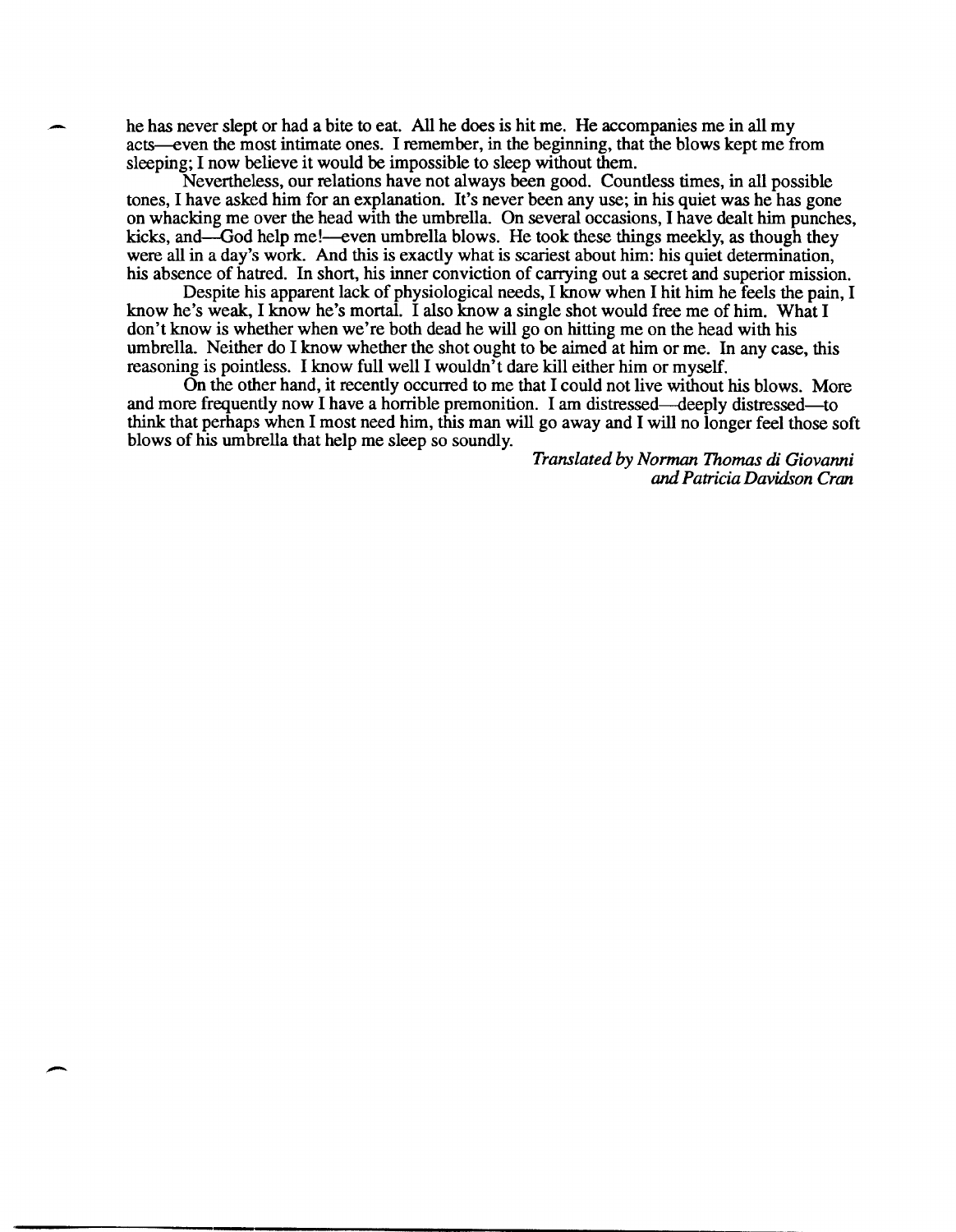he has never slept or had a bite to eat. All he does is hit me. He accompanies me in all my acts—even the most intimate ones. I remember, in the beginning, that the blows kept me from sleeping; I now believe it would be impossible to sleep without them.

Nevertheless, our relations have not always been good. Countless times, in all possible tones, I have asked him for an explanation. It's never been any use; in his quiet was he has gone on whacking me over the head with the umbrella. On several occasions, I have dealt him punches, kicks, and—God help me!—even umbrella blows. He took these things meekly, as though they were all in a day's work. And this is exactly what is scariest about him: his quiet determination, his absence of hatred. In short, his inner conviction of carrying out a secret and superior mission.

Despite his apparent lack of physiological needs, I know when I hit him he feels the pain, I know he's weak, I know he's mortal. I also know a single shot would free me of him. What I don't know is whether when we're both dead he will go on hitting me on the head with his umbrella. Neither do I know whether the shot ought to be aimed at him or me. In any case, this reasoning is pointless. I know full well I wouldn't dare kill either him or myself.

On the other hand, it recently occurred to me that I could not live without his blows. More and more frequently now I have a horrible premonition. I am distressed—deeply distressed—to think that perhaps when I most need him, this man will go away and I will no longer feel those soft blows of his umbrella that help me sleep so soundly.

*Translated by Norman Thomas di Giovanni and Patricia Davidson Cran*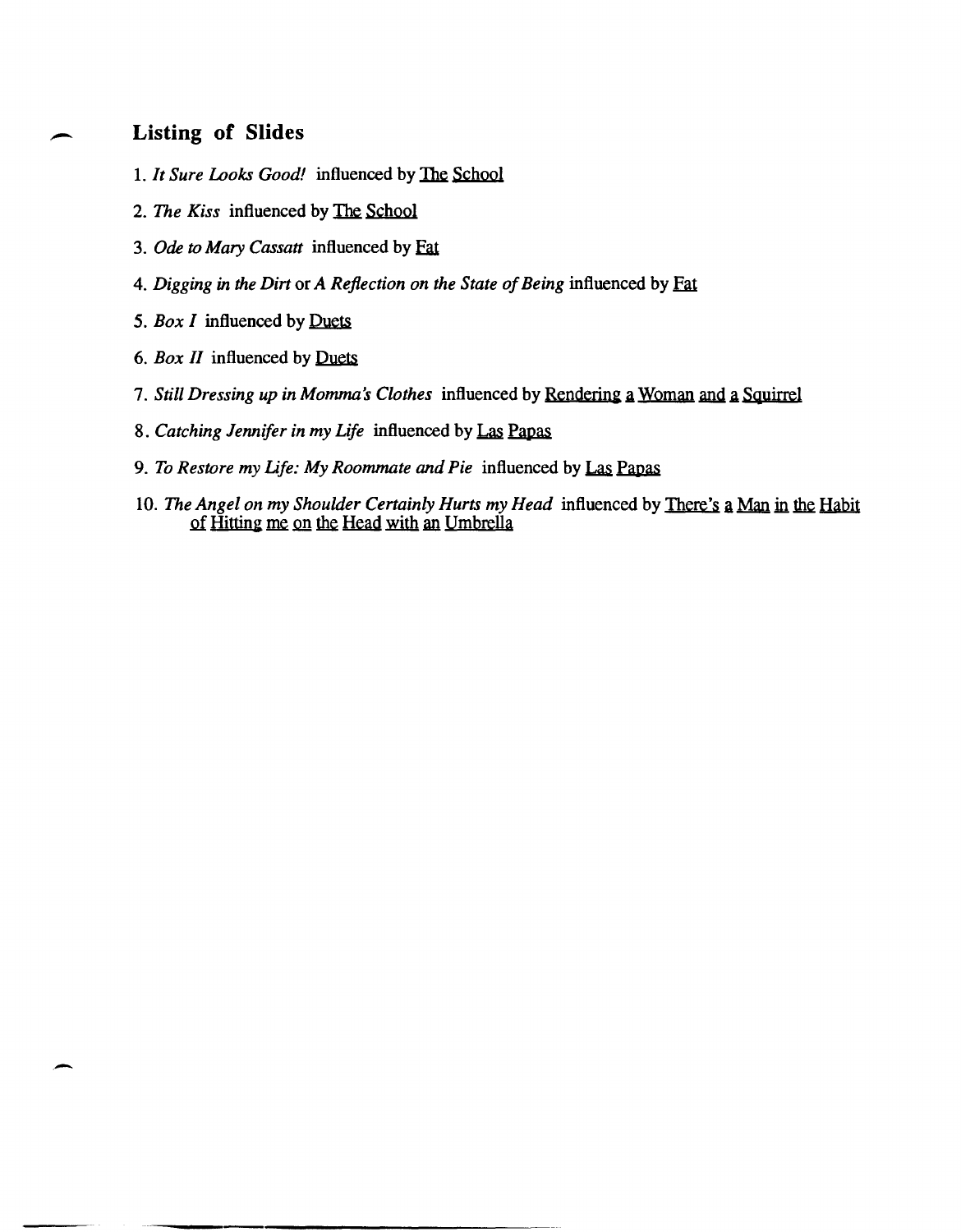## Listing of Slides

1. *It Sure Looks Good!* influenced by The School

2. *The Kiss* influenced by The School

3. *Ode to Mary Cassatt* influenced by Fat

4. *Digging in the Dirt* or *A Reflection on the State of Being* influenced by Fat

5. *Box I* influenced by Duets

6. *Box II* influenced by Duets

7. *Still Dressing up in Momma's Clothes* influenced by Rendering a Woman and a Squirrel

8. *Catching Jennifer in my Life* influenced by Las Papas

9. *To Restore my Life: My Roommate and Pie* influenced by Las Papas

10. *The Angel on my Shoulder Certainly Hurts my Head* influenced by There's a Man in the Habit of Hitting me on the Head with an Umbrella